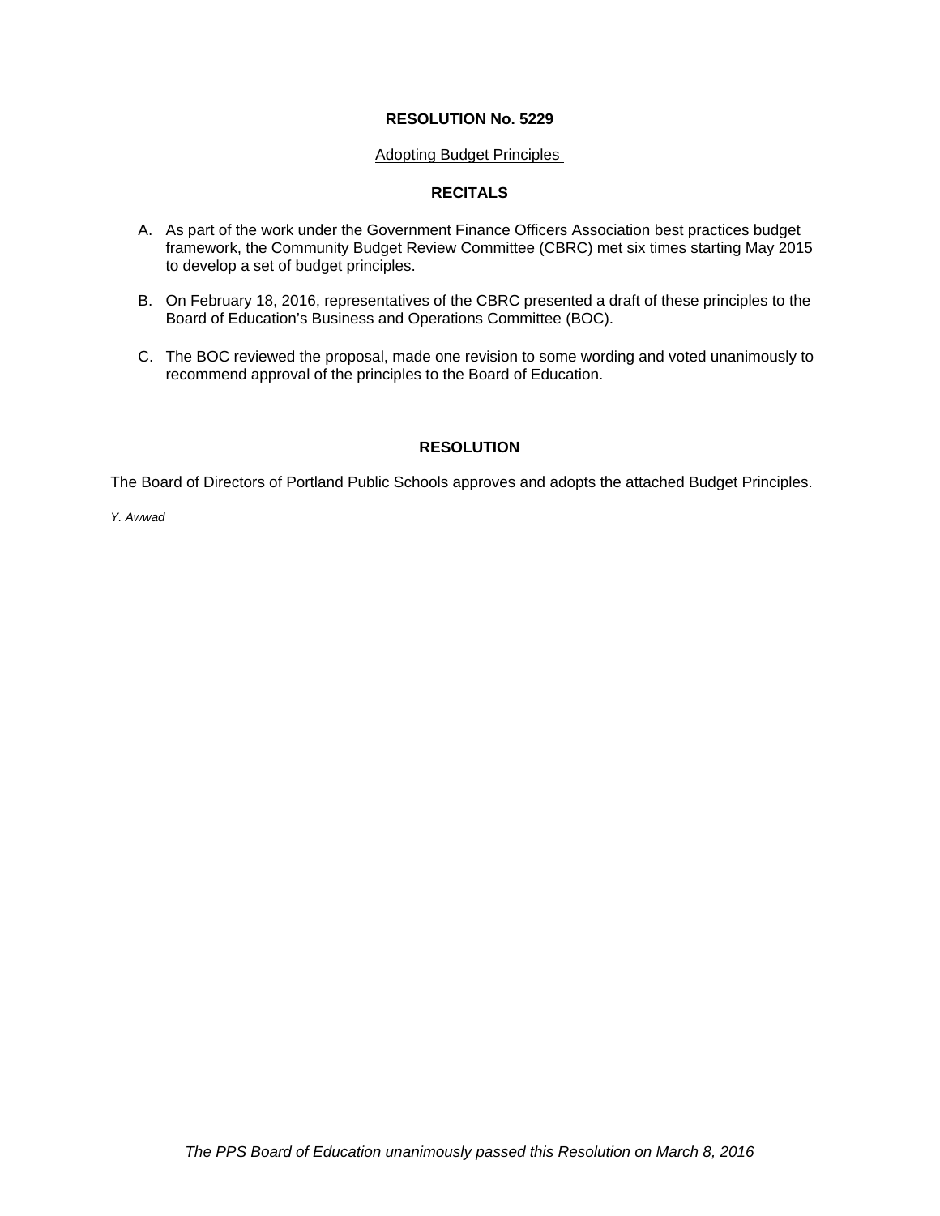# RESOLUTION No. 5229

Adopting Budget Principles

## RECITALS

A. As part of the work under the Government Finance Officers Association best practices budget framework, the Community Budget Review Committee (CBRC) met six times starting May 2015 to develop a set of budget principles.

B. On February 18, 2016, representatives of the CBRC presented a draft of these principles to the Board of Education's Business and Operations Committee (BOC).

C. The BOC reviewed the proposal, made one revision to some wording and voted unanimously to recommend approval of the principles to the Board of Education.

## RESOLUTION

The Board of Directors of Portland Public Schools approves and adopts the attached Budget Principles.

*Y. Awwad*

*The PPS Board of Education unanimously passed this Resolution on March 8, 2016*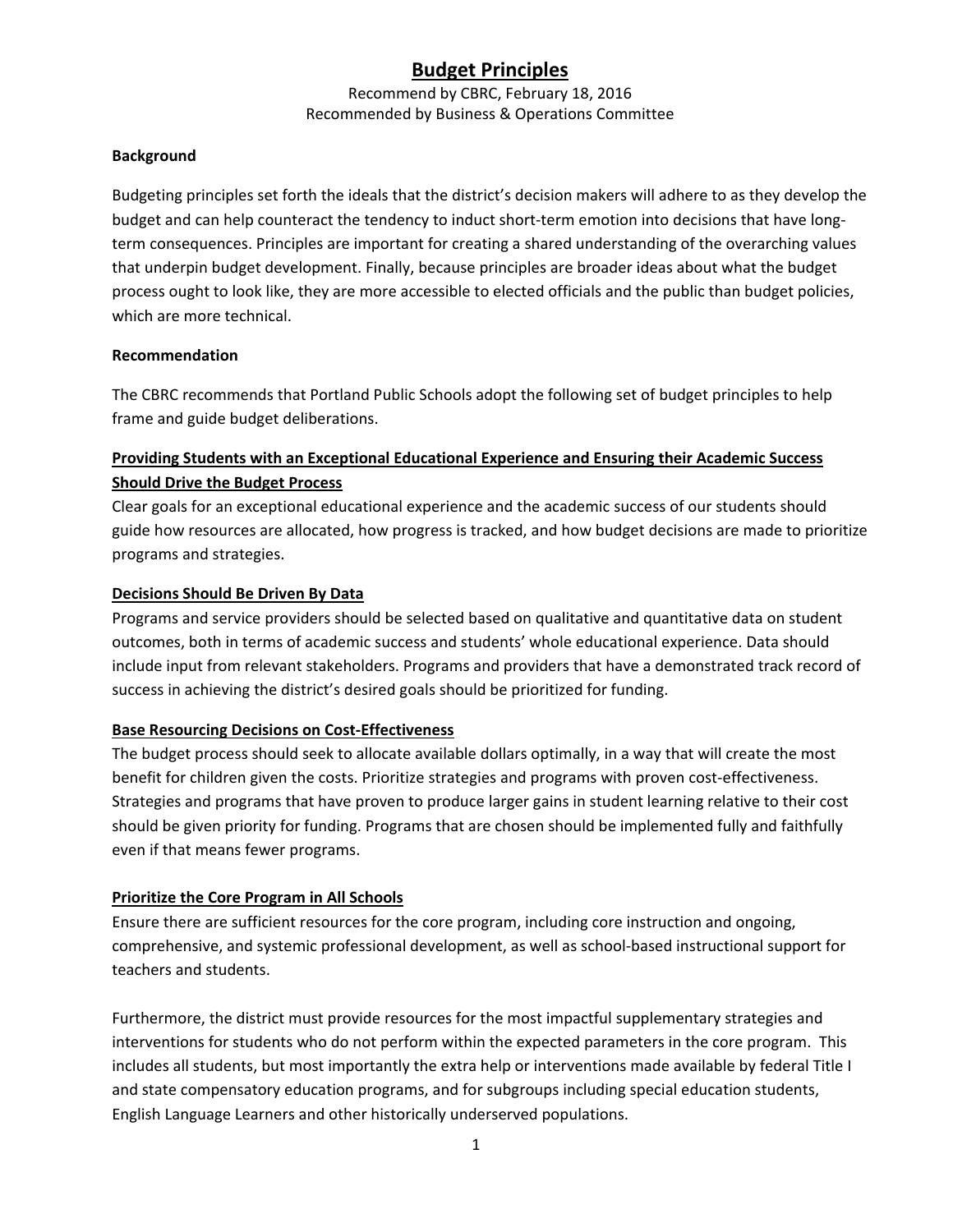# Budget Principles

Recommend by CBRC, February 18, 2016
Recommended by Business & Operations Committee

**Background**

Budgeting principles set forth the ideals that the district's decision makers will adhere to as they develop the budget and can help counteract the tendency to induct short-term emotion into decisions that have long-term consequences. Principles are important for creating a shared understanding of the overarching values that underpin budget development. Finally, because principles are broader ideas about what the budget process ought to look like, they are more accessible to elected officials and the public than budget policies, which are more technical.

**Recommendation**

The CBRC recommends that Portland Public Schools adopt the following set of budget principles to help frame and guide budget deliberations.

**<u>Providing Students with an Exceptional Educational Experience and Ensuring their Academic Success Should Drive the Budget Process</u>**

Clear goals for an exceptional educational experience and the academic success of our students should guide how resources are allocated, how progress is tracked, and how budget decisions are made to prioritize programs and strategies.

**<u>Decisions Should Be Driven By Data</u>**

Programs and service providers should be selected based on qualitative and quantitative data on student outcomes, both in terms of academic success and students' whole educational experience. Data should include input from relevant stakeholders. Programs and providers that have a demonstrated track record of success in achieving the district's desired goals should be prioritized for funding.

**<u>Base Resourcing Decisions on Cost-Effectiveness</u>**

The budget process should seek to allocate available dollars optimally, in a way that will create the most benefit for children given the costs. Prioritize strategies and programs with proven cost-effectiveness. Strategies and programs that have proven to produce larger gains in student learning relative to their cost should be given priority for funding. Programs that are chosen should be implemented fully and faithfully even if that means fewer programs.

**<u>Prioritize the Core Program in All Schools</u>**

Ensure there are sufficient resources for the core program, including core instruction and ongoing, comprehensive, and systemic professional development, as well as school-based instructional support for teachers and students.

Furthermore, the district must provide resources for the most impactful supplementary strategies and interventions for students who do not perform within the expected parameters in the core program. This includes all students, but most importantly the extra help or interventions made available by federal Title I and state compensatory education programs, and for subgroups including special education students, English Language Learners and other historically underserved populations.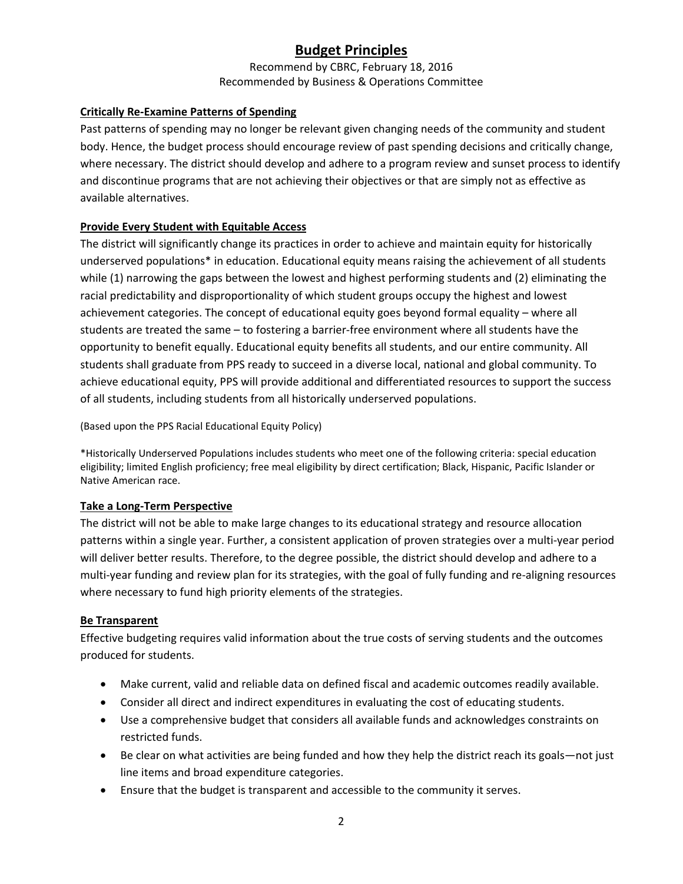# Budget Principles

Recommend by CBRC, February 18, 2016
Recommended by Business & Operations Committee

## Critically Re-Examine Patterns of Spending

Past patterns of spending may no longer be relevant given changing needs of the community and student body. Hence, the budget process should encourage review of past spending decisions and critically change, where necessary. The district should develop and adhere to a program review and sunset process to identify and discontinue programs that are not achieving their objectives or that are simply not as effective as available alternatives.

## Provide Every Student with Equitable Access

The district will significantly change its practices in order to achieve and maintain equity for historically underserved populations* in education. Educational equity means raising the achievement of all students while (1) narrowing the gaps between the lowest and highest performing students and (2) eliminating the racial predictability and disproportionality of which student groups occupy the highest and lowest achievement categories. The concept of educational equity goes beyond formal equality – where all students are treated the same – to fostering a barrier-free environment where all students have the opportunity to benefit equally. Educational equity benefits all students, and our entire community. All students shall graduate from PPS ready to succeed in a diverse local, national and global community. To achieve educational equity, PPS will provide additional and differentiated resources to support the success of all students, including students from all historically underserved populations.

(Based upon the PPS Racial Educational Equity Policy)

*Historically Underserved Populations includes students who meet one of the following criteria: special education eligibility; limited English proficiency; free meal eligibility by direct certification; Black, Hispanic, Pacific Islander or Native American race.

## Take a Long-Term Perspective

The district will not be able to make large changes to its educational strategy and resource allocation patterns within a single year. Further, a consistent application of proven strategies over a multi-year period will deliver better results. Therefore, to the degree possible, the district should develop and adhere to a multi-year funding and review plan for its strategies, with the goal of fully funding and re-aligning resources where necessary to fund high priority elements of the strategies.

## Be Transparent

Effective budgeting requires valid information about the true costs of serving students and the outcomes produced for students.

- Make current, valid and reliable data on defined fiscal and academic outcomes readily available.
- Consider all direct and indirect expenditures in evaluating the cost of educating students.
- Use a comprehensive budget that considers all available funds and acknowledges constraints on restricted funds.
- Be clear on what activities are being funded and how they help the district reach its goals—not just line items and broad expenditure categories.
- Ensure that the budget is transparent and accessible to the community it serves.